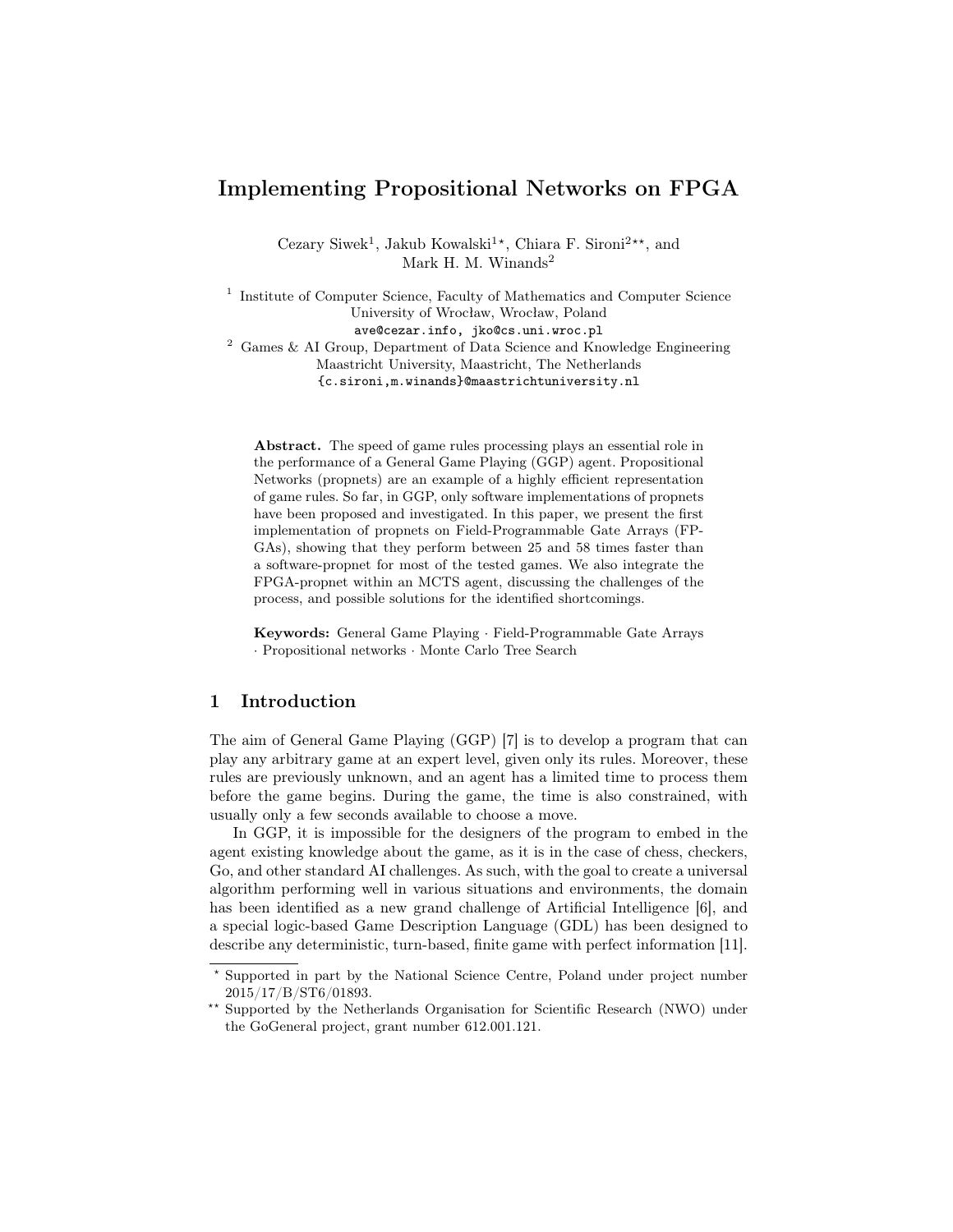# Implementing Propositional Networks on FPGA

Cezary Siwek[1], Jakub Kowalski[1*], Chiara F. Sironi[2**], and Mark H. M. Winands[2]

[1] Institute of Computer Science, Faculty of Mathematics and Computer Science
University of Wrocław, Wrocław, Poland
ave@cezar.info, jko@cs.uni.wroc.pl

[2] Games & AI Group, Department of Data Science and Knowledge Engineering
Maastricht University, Maastricht, The Netherlands
{c.sironi,m.winands}@maastrichtuniversity.nl

**Abstract.** The speed of game rules processing plays an essential role in the performance of a General Game Playing (GGP) agent. Propositional Networks (propnets) are an example of a highly efficient representation of game rules. So far, in GGP, only software implementations of propnets have been proposed and investigated. In this paper, we present the first implementation of propnets on Field-Programmable Gate Arrays (FPGAs), showing that they perform between 25 and 58 times faster than a software-propnet for most of the tested games. We also integrate the FPGA-propnet within an MCTS agent, discussing the challenges of the process, and possible solutions for the identified shortcomings.

**Keywords:** General Game Playing · Field-Programmable Gate Arrays · Propositional networks · Monte Carlo Tree Search

## 1 Introduction

The aim of General Game Playing (GGP) [7] is to develop a program that can play any arbitrary game at an expert level, given only its rules. Moreover, these rules are previously unknown, and an agent has a limited time to process them before the game begins. During the game, the time is also constrained, with usually only a few seconds available to choose a move.

In GGP, it is impossible for the designers of the program to embed in the agent existing knowledge about the game, as it is in the case of chess, checkers, Go, and other standard AI challenges. As such, with the goal to create a universal algorithm performing well in various situations and environments, the domain has been identified as a new grand challenge of Artificial Intelligence [6], and a special logic-based Game Description Language (GDL) has been designed to describe any deterministic, turn-based, finite game with perfect information [11].

---

* Supported in part by the National Science Centre, Poland under project number 2015/17/B/ST6/01893.

** Supported by the Netherlands Organisation for Scientific Research (NWO) under the GoGeneral project, grant number 612.001.121.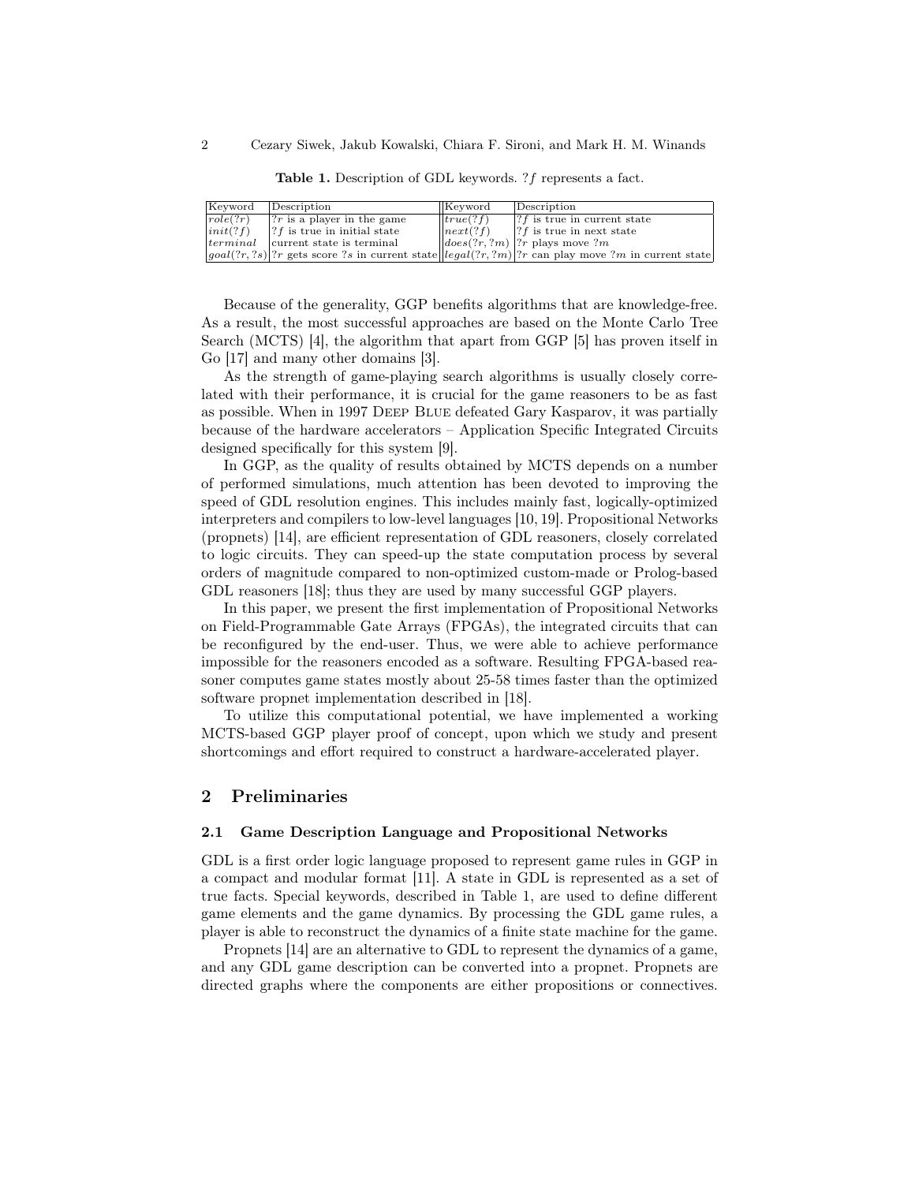**Table 1.** Description of GDL keywords. $?f$ represents a fact.

| Keyword | Description | Keyword | Description |
|---|---|---|---|
| $role(?r)$ | $?r$ is a player in the game | $true(?f)$ | $?f$ is true in current state |
| $init(?f)$ | $?f$ is true in initial state | $next(?f)$ | $?f$ is true in next state |
| $terminal$ | current state is terminal | $does(?r, ?m)$ | $?r$ plays move $?m$ |
| $goal(?r, ?s)$ | $?r$ gets score $?s$ in current state | $legal(?r, ?m)$ | $?r$ can play move $?m$ in current state |

Because of the generality, GGP benefits algorithms that are knowledge-free. As a result, the most successful approaches are based on the Monte Carlo Tree Search (MCTS) [4], the algorithm that apart from GGP [5] has proven itself in Go [17] and many other domains [3].

As the strength of game-playing search algorithms is usually closely correlated with their performance, it is crucial for the game reasoners to be as fast as possible. When in 1997 Deep Blue defeated Gary Kasparov, it was partially because of the hardware accelerators – Application Specific Integrated Circuits designed specifically for this system [9].

In GGP, as the quality of results obtained by MCTS depends on a number of performed simulations, much attention has been devoted to improving the speed of GDL resolution engines. This includes mainly fast, logically-optimized interpreters and compilers to low-level languages [10, 19]. Propositional Networks (propnets) [14], are efficient representation of GDL reasoners, closely correlated to logic circuits. They can speed-up the state computation process by several orders of magnitude compared to non-optimized custom-made or Prolog-based GDL reasoners [18]; thus they are used by many successful GGP players.

In this paper, we present the first implementation of Propositional Networks on Field-Programmable Gate Arrays (FPGAs), the integrated circuits that can be reconfigured by the end-user. Thus, we were able to achieve performance impossible for the reasoners encoded as a software. Resulting FPGA-based reasoner computes game states mostly about 25-58 times faster than the optimized software propnet implementation described in [18].

To utilize this computational potential, we have implemented a working MCTS-based GGP player proof of concept, upon which we study and present shortcomings and effort required to construct a hardware-accelerated player.

## 2 Preliminaries

### 2.1 Game Description Language and Propositional Networks

GDL is a first order logic language proposed to represent game rules in GGP in a compact and modular format [11]. A state in GDL is represented as a set of true facts. Special keywords, described in Table 1, are used to define different game elements and the game dynamics. By processing the GDL game rules, a player is able to reconstruct the dynamics of a finite state machine for the game.

Propnets [14] are an alternative to GDL to represent the dynamics of a game, and any GDL game description can be converted into a propnet. Propnets are directed graphs where the components are either propositions or connectives.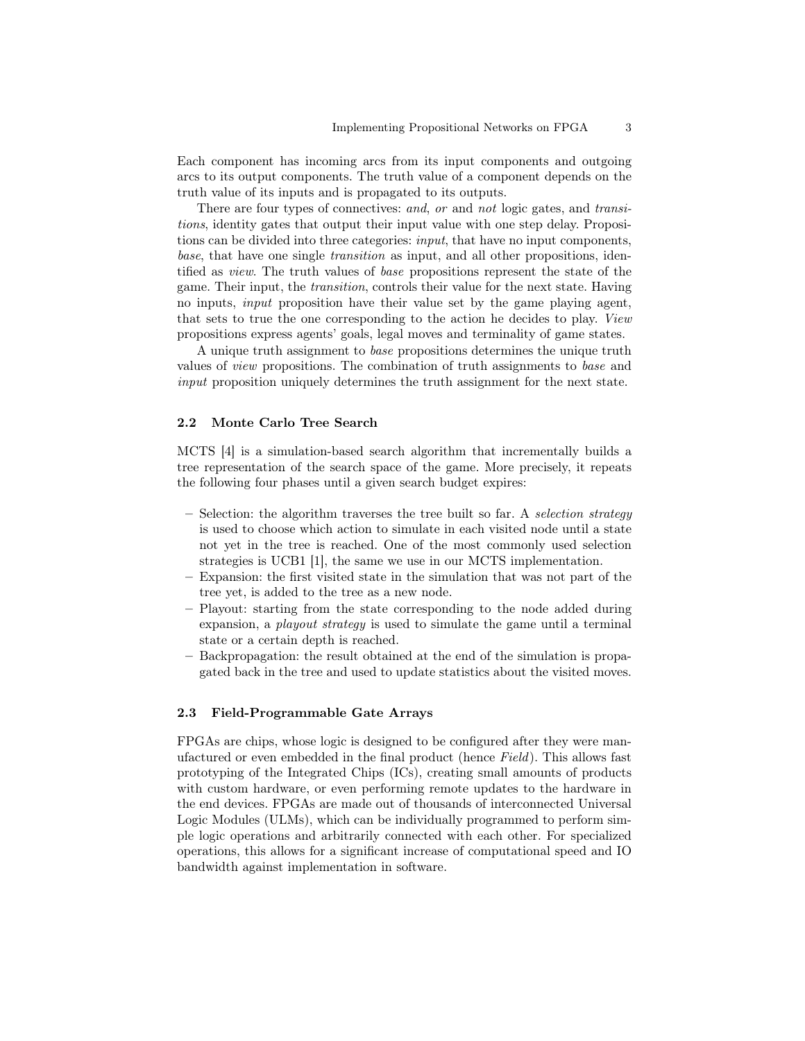Each component has incoming arcs from its input components and outgoing arcs to its output components. The truth value of a component depends on the truth value of its inputs and is propagated to its outputs.

There are four types of connectives: *and*, *or* and *not* logic gates, and *transitions*, identity gates that output their input value with one step delay. Propositions can be divided into three categories: *input*, that have no input components, *base*, that have one single *transition* as input, and all other propositions, identified as *view*. The truth values of *base* propositions represent the state of the game. Their input, the *transition*, controls their value for the next state. Having no inputs, *input* proposition have their value set by the game playing agent, that sets to true the one corresponding to the action he decides to play. *View* propositions express agents' goals, legal moves and terminality of game states.

A unique truth assignment to *base* propositions determines the unique truth values of *view* propositions. The combination of truth assignments to *base* and *input* proposition uniquely determines the truth assignment for the next state.

### 2.2 Monte Carlo Tree Search

MCTS [4] is a simulation-based search algorithm that incrementally builds a tree representation of the search space of the game. More precisely, it repeats the following four phases until a given search budget expires:

- Selection: the algorithm traverses the tree built so far. A *selection strategy* is used to choose which action to simulate in each visited node until a state not yet in the tree is reached. One of the most commonly used selection strategies is UCB1 [1], the same we use in our MCTS implementation.
- Expansion: the first visited state in the simulation that was not part of the tree yet, is added to the tree as a new node.
- Playout: starting from the state corresponding to the node added during expansion, a *playout strategy* is used to simulate the game until a terminal state or a certain depth is reached.
- Backpropagation: the result obtained at the end of the simulation is propagated back in the tree and used to update statistics about the visited moves.

### 2.3 Field-Programmable Gate Arrays

FPGAs are chips, whose logic is designed to be configured after they were manufactured or even embedded in the final product (hence *Field*). This allows fast prototyping of the Integrated Chips (ICs), creating small amounts of products with custom hardware, or even performing remote updates to the hardware in the end devices. FPGAs are made out of thousands of interconnected Universal Logic Modules (ULMs), which can be individually programmed to perform simple logic operations and arbitrarily connected with each other. For specialized operations, this allows for a significant increase of computational speed and IO bandwidth against implementation in software.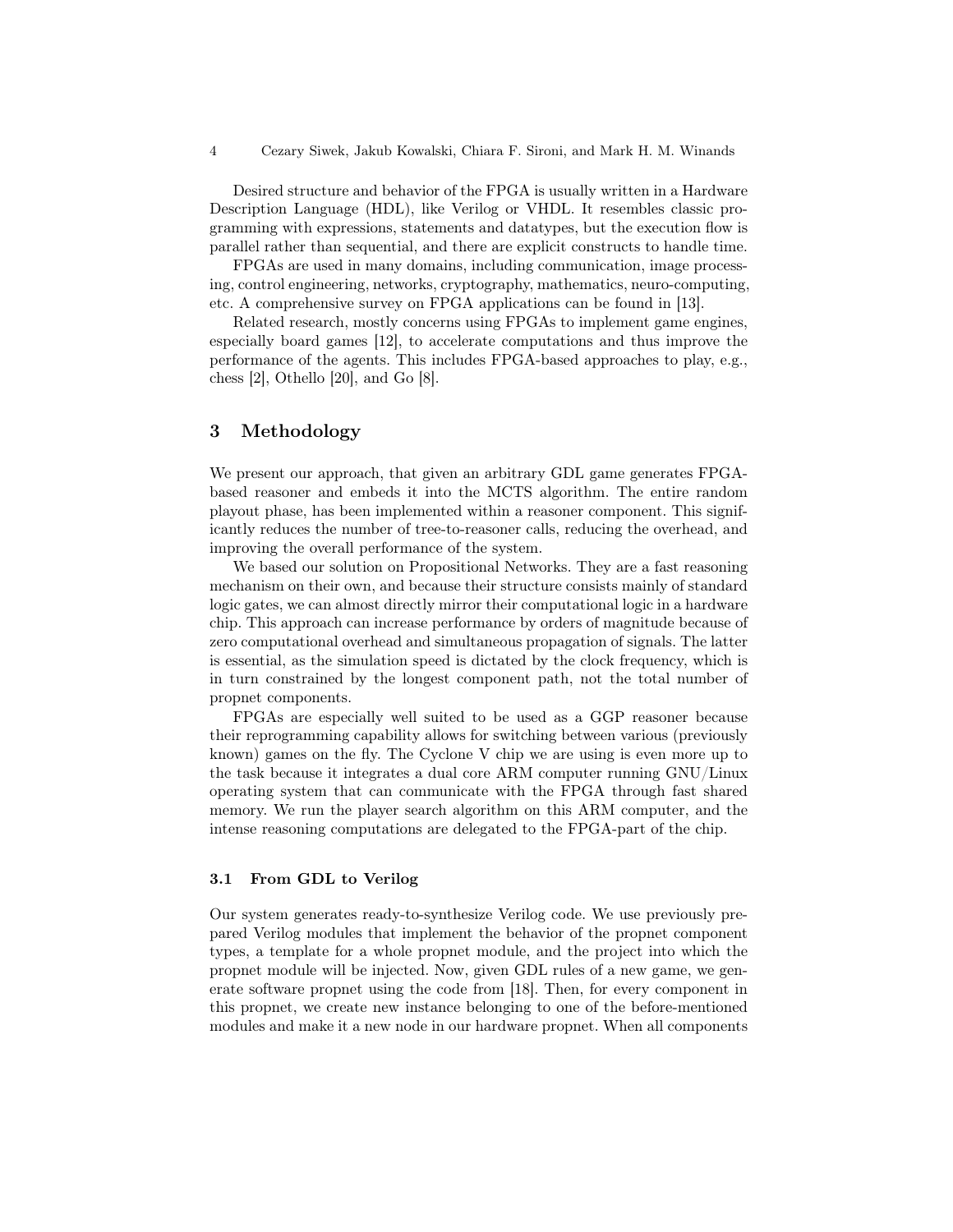Desired structure and behavior of the FPGA is usually written in a Hardware Description Language (HDL), like Verilog or VHDL. It resembles classic programming with expressions, statements and datatypes, but the execution flow is parallel rather than sequential, and there are explicit constructs to handle time.

FPGAs are used in many domains, including communication, image processing, control engineering, networks, cryptography, mathematics, neuro-computing, etc. A comprehensive survey on FPGA applications can be found in [13].

Related research, mostly concerns using FPGAs to implement game engines, especially board games [12], to accelerate computations and thus improve the performance of the agents. This includes FPGA-based approaches to play, e.g., chess [2], Othello [20], and Go [8].

## 3 Methodology

We present our approach, that given an arbitrary GDL game generates FPGA-based reasoner and embeds it into the MCTS algorithm. The entire random playout phase, has been implemented within a reasoner component. This significantly reduces the number of tree-to-reasoner calls, reducing the overhead, and improving the overall performance of the system.

We based our solution on Propositional Networks. They are a fast reasoning mechanism on their own, and because their structure consists mainly of standard logic gates, we can almost directly mirror their computational logic in a hardware chip. This approach can increase performance by orders of magnitude because of zero computational overhead and simultaneous propagation of signals. The latter is essential, as the simulation speed is dictated by the clock frequency, which is in turn constrained by the longest component path, not the total number of propnet components.

FPGAs are especially well suited to be used as a GGP reasoner because their reprogramming capability allows for switching between various (previously known) games on the fly. The Cyclone V chip we are using is even more up to the task because it integrates a dual core ARM computer running GNU/Linux operating system that can communicate with the FPGA through fast shared memory. We run the player search algorithm on this ARM computer, and the intense reasoning computations are delegated to the FPGA-part of the chip.

### 3.1 From GDL to Verilog

Our system generates ready-to-synthesize Verilog code. We use previously prepared Verilog modules that implement the behavior of the propnet component types, a template for a whole propnet module, and the project into which the propnet module will be injected. Now, given GDL rules of a new game, we generate software propnet using the code from [18]. Then, for every component in this propnet, we create new instance belonging to one of the before-mentioned modules and make it a new node in our hardware propnet. When all components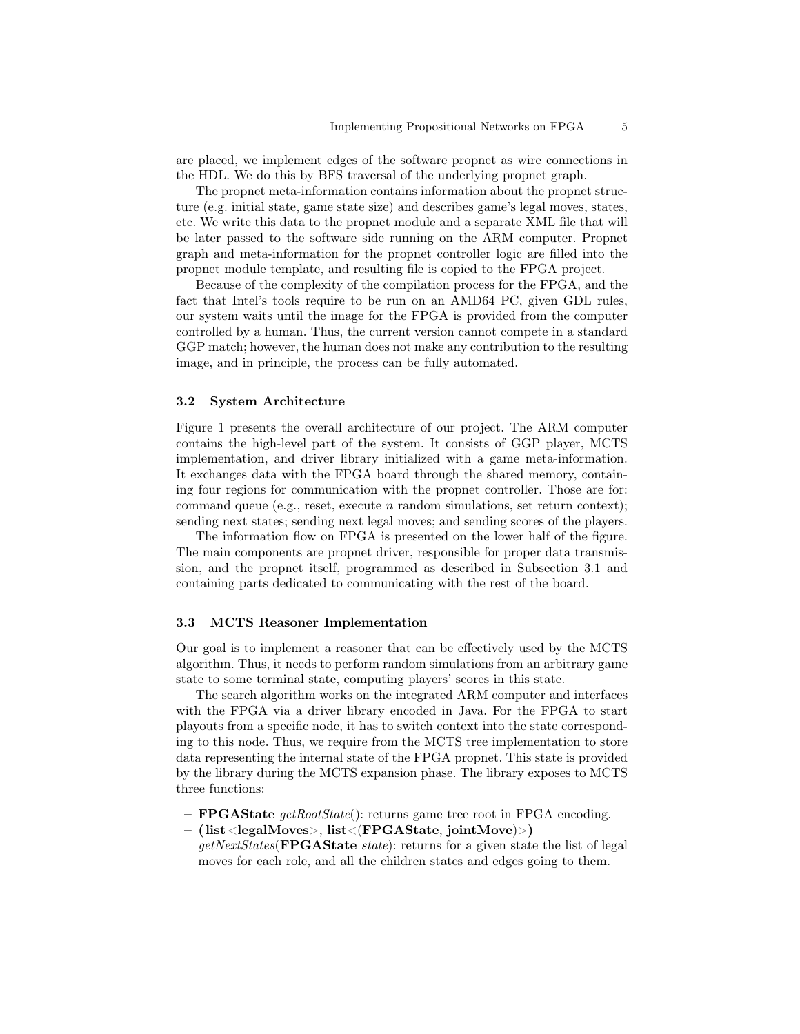are placed, we implement edges of the software propnet as wire connections in the HDL. We do this by BFS traversal of the underlying propnet graph.

The propnet meta-information contains information about the propnet structure (e.g. initial state, game state size) and describes game's legal moves, states, etc. We write this data to the propnet module and a separate XML file that will be later passed to the software side running on the ARM computer. Propnet graph and meta-information for the propnet controller logic are filled into the propnet module template, and resulting file is copied to the FPGA project.

Because of the complexity of the compilation process for the FPGA, and the fact that Intel's tools require to be run on an AMD64 PC, given GDL rules, our system waits until the image for the FPGA is provided from the computer controlled by a human. Thus, the current version cannot compete in a standard GGP match; however, the human does not make any contribution to the resulting image, and in principle, the process can be fully automated.

### 3.2 System Architecture

Figure 1 presents the overall architecture of our project. The ARM computer contains the high-level part of the system. It consists of GGP player, MCTS implementation, and driver library initialized with a game meta-information. It exchanges data with the FPGA board through the shared memory, containing four regions for communication with the propnet controller. Those are for: command queue (e.g., reset, execute $n$ random simulations, set return context); sending next states; sending next legal moves; and sending scores of the players.

The information flow on FPGA is presented on the lower half of the figure. The main components are propnet driver, responsible for proper data transmission, and the propnet itself, programmed as described in Subsection 3.1 and containing parts dedicated to communicating with the rest of the board.

### 3.3 MCTS Reasoner Implementation

Our goal is to implement a reasoner that can be effectively used by the MCTS algorithm. Thus, it needs to perform random simulations from an arbitrary game state to some terminal state, computing players' scores in this state.

The search algorithm works on the integrated ARM computer and interfaces with the FPGA via a driver library encoded in Java. For the FPGA to start playouts from a specific node, it has to switch context into the state corresponding to this node. Thus, we require from the MCTS tree implementation to store data representing the internal state of the FPGA propnet. This state is provided by the library during the MCTS expansion phase. The library exposes to MCTS three functions:

- **FPGAState** *getRootState*(): returns game tree root in FPGA encoding.
- **(list<legalMoves>, list<(FPGAState, jointMove)>)** *getNextStates*(**FPGAState** *state*): returns for a given state the list of legal moves for each role, and all the children states and edges going to them.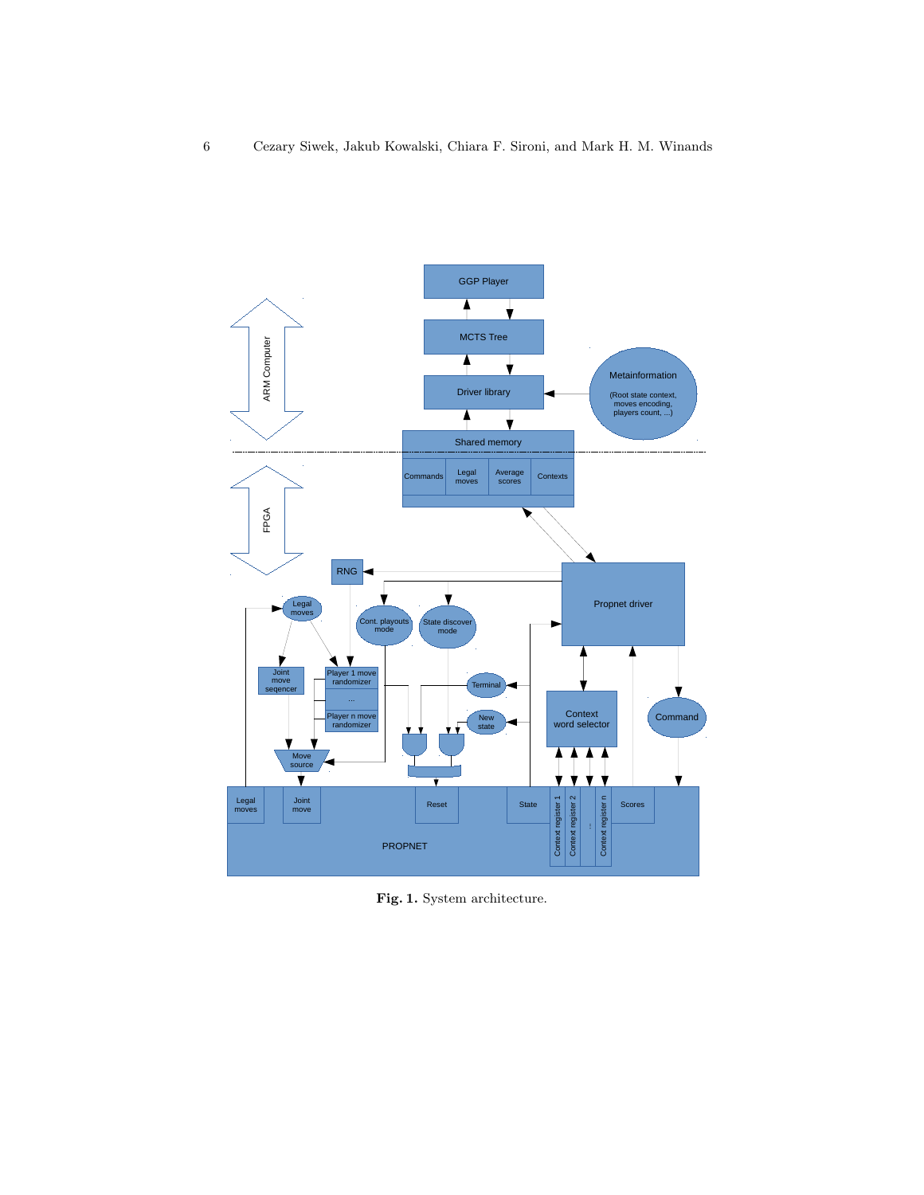Fig. 1. System architecture.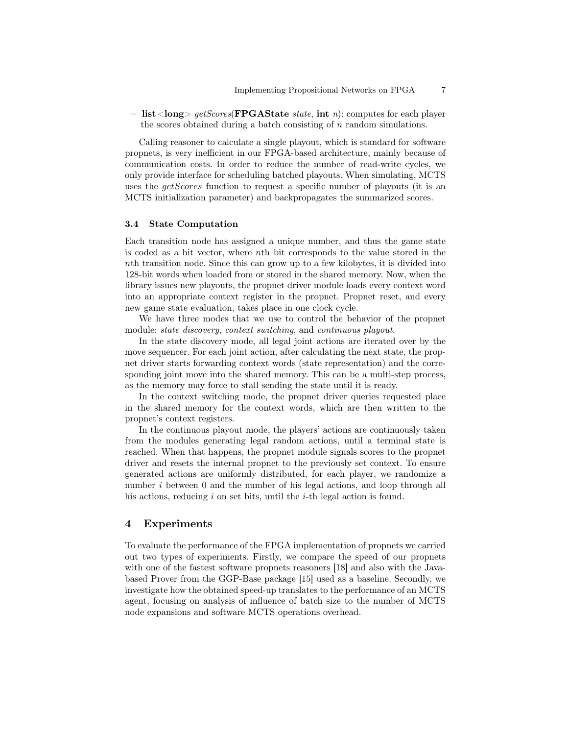– **list**<**long**> *getScores*(**FPGAState** *state*, **int** *n*): computes for each player the scores obtained during a batch consisting of $n$ random simulations.

Calling reasoner to calculate a single playout, which is standard for software propnets, is very inefficient in our FPGA-based architecture, mainly because of communication costs. In order to reduce the number of read-write cycles, we only provide interface for scheduling batched playouts. When simulating, MCTS uses the *getScores* function to request a specific number of playouts (it is an MCTS initialization parameter) and backpropagates the summarized scores.

### 3.4 State Computation

Each transition node has assigned a unique number, and thus the game state is coded as a bit vector, where $n$th bit corresponds to the value stored in the $n$th transition node. Since this can grow up to a few kilobytes, it is divided into 128-bit words when loaded from or stored in the shared memory. Now, when the library issues new playouts, the propnet driver module loads every context word into an appropriate context register in the propnet. Propnet reset, and every new game state evaluation, takes place in one clock cycle.

We have three modes that we use to control the behavior of the propnet module: *state discovery*, *context switching*, and *continuous playout*.

In the state discovery mode, all legal joint actions are iterated over by the move sequencer. For each joint action, after calculating the next state, the propnet driver starts forwarding context words (state representation) and the corresponding joint move into the shared memory. This can be a multi-step process, as the memory may force to stall sending the state until it is ready.

In the context switching mode, the propnet driver queries requested place in the shared memory for the context words, which are then written to the propnet's context registers.

In the continuous playout mode, the players' actions are continuously taken from the modules generating legal random actions, until a terminal state is reached. When that happens, the propnet module signals scores to the propnet driver and resets the internal propnet to the previously set context. To ensure generated actions are uniformly distributed, for each player, we randomize a number $i$ between 0 and the number of his legal actions, and loop through all his actions, reducing $i$ on set bits, until the $i$-th legal action is found.

## 4 Experiments

To evaluate the performance of the FPGA implementation of propnets we carried out two types of experiments. Firstly, we compare the speed of our propnets with one of the fastest software propnets reasoners [18] and also with the Java-based Prover from the GGP-Base package [15] used as a baseline. Secondly, we investigate how the obtained speed-up translates to the performance of an MCTS agent, focusing on analysis of influence of batch size to the number of MCTS node expansions and software MCTS operations overhead.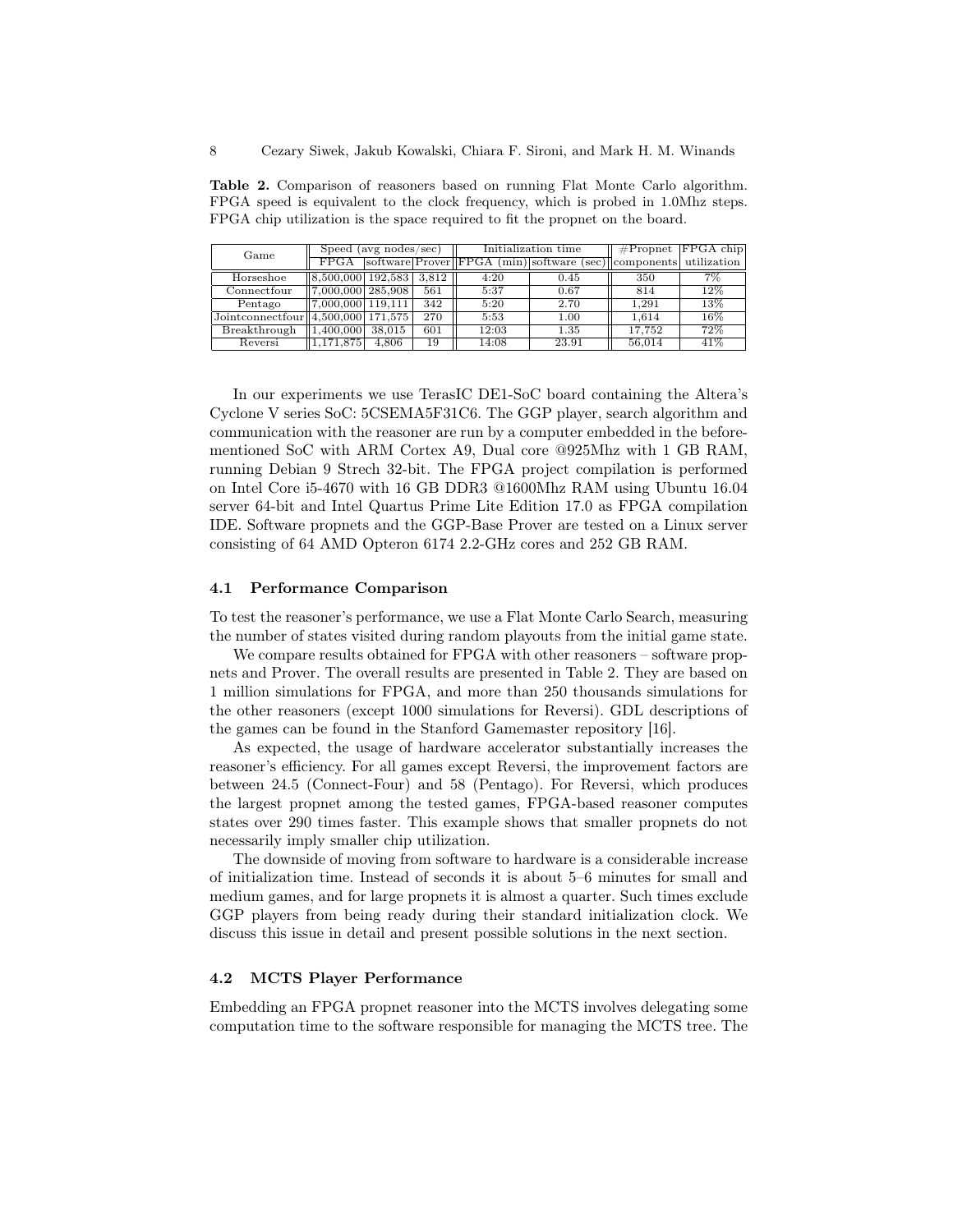**Table 2.** Comparison of reasoners based on running Flat Monte Carlo algorithm. FPGA speed is equivalent to the clock frequency, which is probed in 1.0Mhz steps. FPGA chip utilization is the space required to fit the propnet on the board.

| Game | Speed (avg nodes/sec) | | | Initialization time | | #Propnet | FPGA chip |
|---|---|---|---|---|---|---|---|
| | FPGA | software | Prover | FPGA (min) | software (sec) | components | utilization |
| Horseshoe | 8,500,000 | 192,583 | 3,812 | 4:20 | 0.45 | 350 | 7% |
| Connectfour | 7,000,000 | 285,908 | 561 | 5:37 | 0.67 | 814 | 12% |
| Pentago | 7,000,000 | 119,111 | 342 | 5:20 | 2.70 | 1,291 | 13% |
| Jointconnectfour | 4,500,000 | 171,575 | 270 | 5:53 | 1.00 | 1,614 | 16% |
| Breakthrough | 1,400,000 | 38,015 | 601 | 12:03 | 1.35 | 17,752 | 72% |
| Reversi | 1,171,875 | 4,806 | 19 | 14:08 | 23.91 | 56,014 | 41% |

In our experiments we use TerasIC DE1-SoC board containing the Altera's Cyclone V series SoC: 5CSEMA5F31C6. The GGP player, search algorithm and communication with the reasoner are run by a computer embedded in the beforementioned SoC with ARM Cortex A9, Dual core @925Mhz with 1 GB RAM, running Debian 9 Strech 32-bit. The FPGA project compilation is performed on Intel Core i5-4670 with 16 GB DDR3 @1600Mhz RAM using Ubuntu 16.04 server 64-bit and Intel Quartus Prime Lite Edition 17.0 as FPGA compilation IDE. Software propnets and the GGP-Base Prover are tested on a Linux server consisting of 64 AMD Opteron 6174 2.2-GHz cores and 252 GB RAM.

### 4.1 Performance Comparison

To test the reasoner's performance, we use a Flat Monte Carlo Search, measuring the number of states visited during random playouts from the initial game state.

We compare results obtained for FPGA with other reasoners – software propnets and Prover. The overall results are presented in Table 2. They are based on 1 million simulations for FPGA, and more than 250 thousands simulations for the other reasoners (except 1000 simulations for Reversi). GDL descriptions of the games can be found in the Stanford Gamemaster repository [16].

As expected, the usage of hardware accelerator substantially increases the reasoner's efficiency. For all games except Reversi, the improvement factors are between 24.5 (Connect-Four) and 58 (Pentago). For Reversi, which produces the largest propnet among the tested games, FPGA-based reasoner computes states over 290 times faster. This example shows that smaller propnets do not necessarily imply smaller chip utilization.

The downside of moving from software to hardware is a considerable increase of initialization time. Instead of seconds it is about 5–6 minutes for small and medium games, and for large propnets it is almost a quarter. Such times exclude GGP players from being ready during their standard initialization clock. We discuss this issue in detail and present possible solutions in the next section.

### 4.2 MCTS Player Performance

Embedding an FPGA propnet reasoner into the MCTS involves delegating some computation time to the software responsible for managing the MCTS tree. The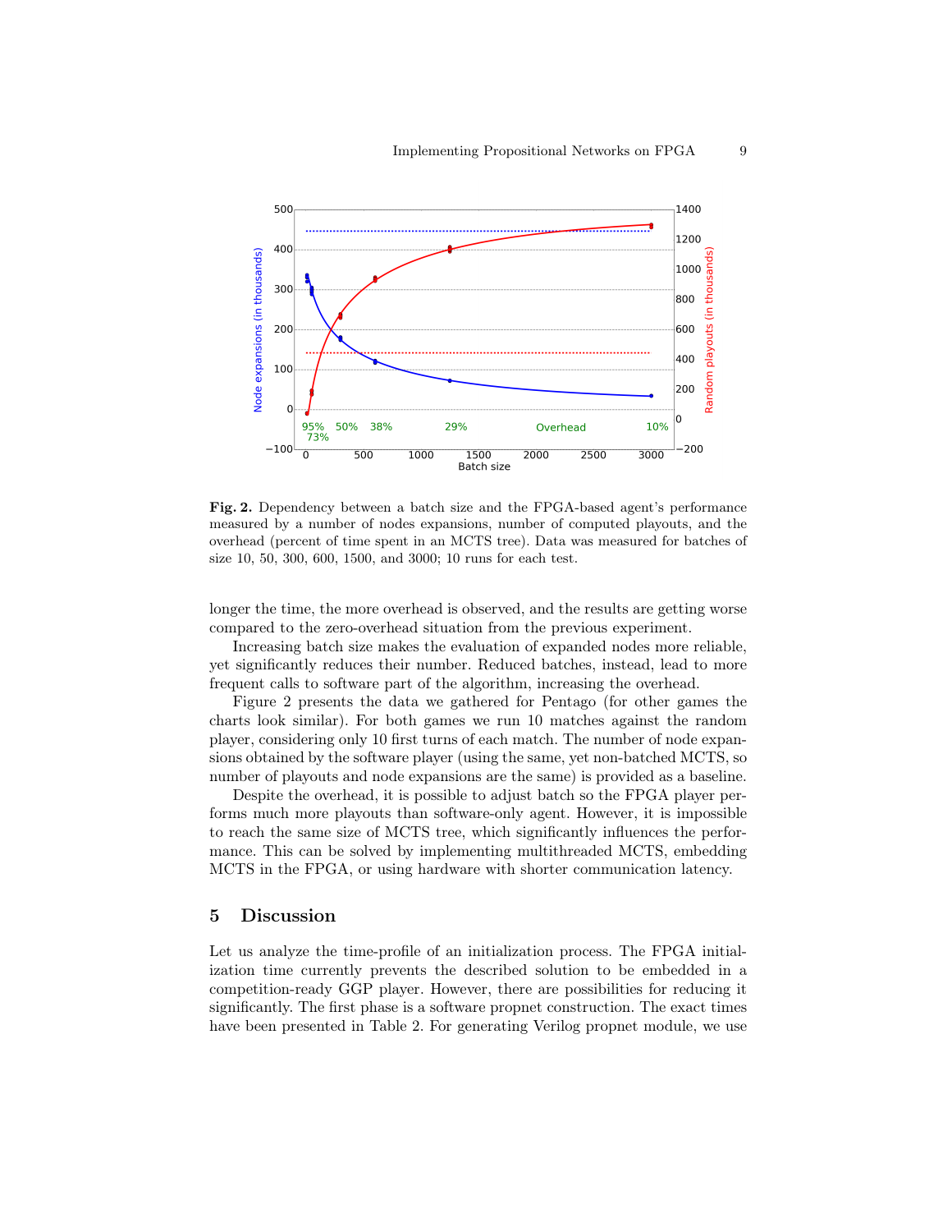**Fig. 2.** Dependency between a batch size and the FPGA-based agent's performance measured by a number of nodes expansions, number of computed playouts, and the overhead (percent of time spent in an MCTS tree). Data was measured for batches of size 10, 50, 300, 600, 1500, and 3000; 10 runs for each test.

longer the time, the more overhead is observed, and the results are getting worse compared to the zero-overhead situation from the previous experiment.

Increasing batch size makes the evaluation of expanded nodes more reliable, yet significantly reduces their number. Reduced batches, instead, lead to more frequent calls to software part of the algorithm, increasing the overhead.

Figure 2 presents the data we gathered for Pentago (for other games the charts look similar). For both games we run 10 matches against the random player, considering only 10 first turns of each match. The number of node expansions obtained by the software player (using the same, yet non-batched MCTS, so number of playouts and node expansions are the same) is provided as a baseline.

Despite the overhead, it is possible to adjust batch so the FPGA player performs much more playouts than software-only agent. However, it is impossible to reach the same size of MCTS tree, which significantly influences the performance. This can be solved by implementing multithreaded MCTS, embedding MCTS in the FPGA, or using hardware with shorter communication latency.

## 5 Discussion

Let us analyze the time-profile of an initialization process. The FPGA initialization time currently prevents the described solution to be embedded in a competition-ready GGP player. However, there are possibilities for reducing it significantly. The first phase is a software propnet construction. The exact times have been presented in Table 2. For generating Verilog propnet module, we use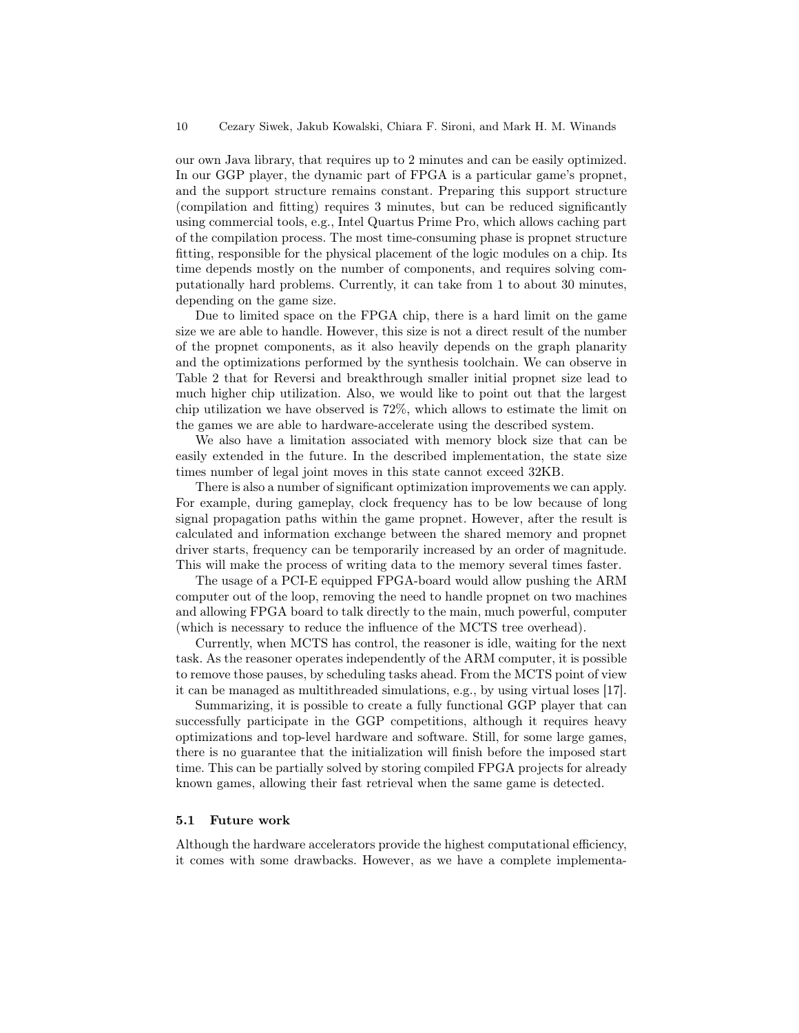our own Java library, that requires up to 2 minutes and can be easily optimized. In our GGP player, the dynamic part of FPGA is a particular game's propnet, and the support structure remains constant. Preparing this support structure (compilation and fitting) requires 3 minutes, but can be reduced significantly using commercial tools, e.g., Intel Quartus Prime Pro, which allows caching part of the compilation process. The most time-consuming phase is propnet structure fitting, responsible for the physical placement of the logic modules on a chip. Its time depends mostly on the number of components, and requires solving computationally hard problems. Currently, it can take from 1 to about 30 minutes, depending on the game size.

Due to limited space on the FPGA chip, there is a hard limit on the game size we are able to handle. However, this size is not a direct result of the number of the propnet components, as it also heavily depends on the graph planarity and the optimizations performed by the synthesis toolchain. We can observe in Table 2 that for Reversi and breakthrough smaller initial propnet size lead to much higher chip utilization. Also, we would like to point out that the largest chip utilization we have observed is 72%, which allows to estimate the limit on the games we are able to hardware-accelerate using the described system.

We also have a limitation associated with memory block size that can be easily extended in the future. In the described implementation, the state size times number of legal joint moves in this state cannot exceed 32KB.

There is also a number of significant optimization improvements we can apply. For example, during gameplay, clock frequency has to be low because of long signal propagation paths within the game propnet. However, after the result is calculated and information exchange between the shared memory and propnet driver starts, frequency can be temporarily increased by an order of magnitude. This will make the process of writing data to the memory several times faster.

The usage of a PCI-E equipped FPGA-board would allow pushing the ARM computer out of the loop, removing the need to handle propnet on two machines and allowing FPGA board to talk directly to the main, much powerful, computer (which is necessary to reduce the influence of the MCTS tree overhead).

Currently, when MCTS has control, the reasoner is idle, waiting for the next task. As the reasoner operates independently of the ARM computer, it is possible to remove those pauses, by scheduling tasks ahead. From the MCTS point of view it can be managed as multithreaded simulations, e.g., by using virtual loses [17].

Summarizing, it is possible to create a fully functional GGP player that can successfully participate in the GGP competitions, although it requires heavy optimizations and top-level hardware and software. Still, for some large games, there is no guarantee that the initialization will finish before the imposed start time. This can be partially solved by storing compiled FPGA projects for already known games, allowing their fast retrieval when the same game is detected.

### 5.1 Future work

Although the hardware accelerators provide the highest computational efficiency, it comes with some drawbacks. However, as we have a complete implementa-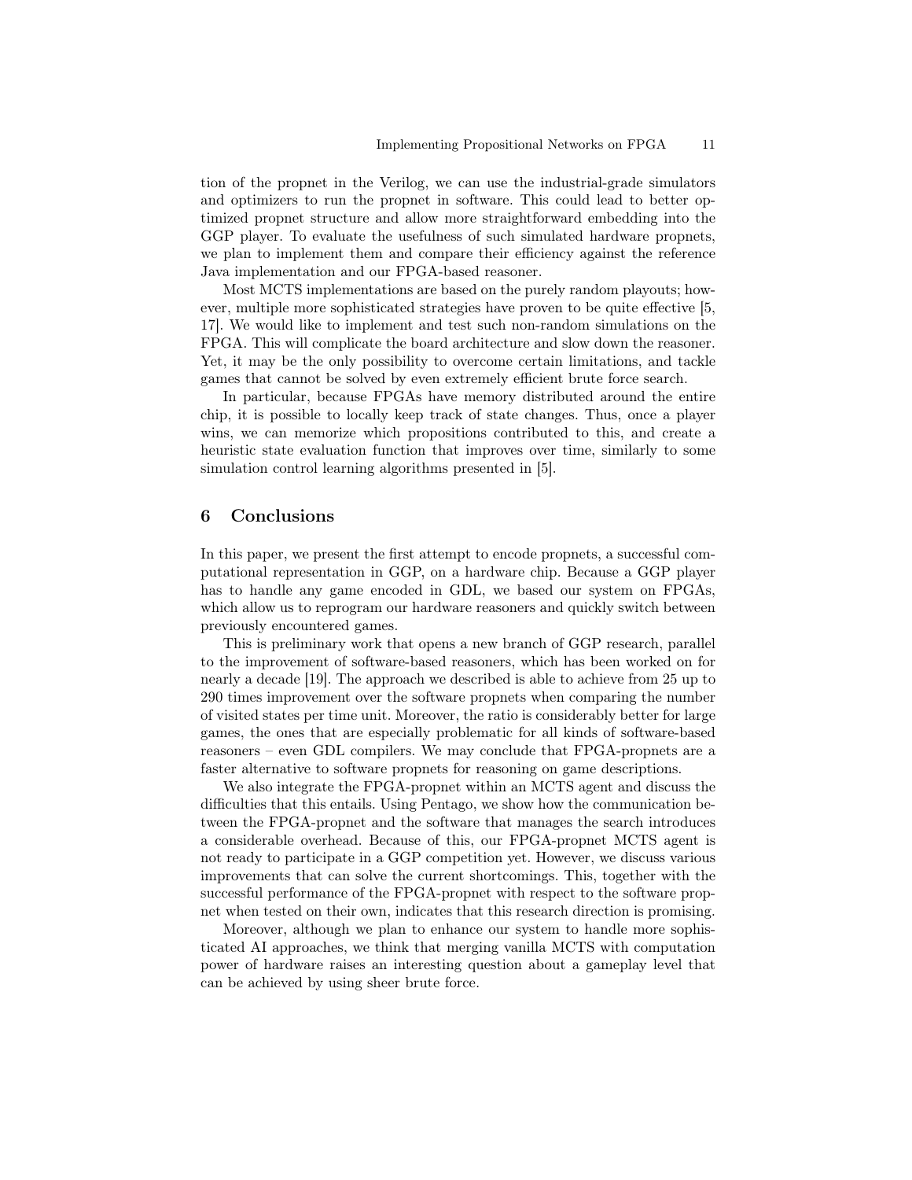tion of the propnet in the Verilog, we can use the industrial-grade simulators and optimizers to run the propnet in software. This could lead to better optimized propnet structure and allow more straightforward embedding into the GGP player. To evaluate the usefulness of such simulated hardware propnets, we plan to implement them and compare their efficiency against the reference Java implementation and our FPGA-based reasoner.

Most MCTS implementations are based on the purely random playouts; however, multiple more sophisticated strategies have proven to be quite effective [5, 17]. We would like to implement and test such non-random simulations on the FPGA. This will complicate the board architecture and slow down the reasoner. Yet, it may be the only possibility to overcome certain limitations, and tackle games that cannot be solved by even extremely efficient brute force search.

In particular, because FPGAs have memory distributed around the entire chip, it is possible to locally keep track of state changes. Thus, once a player wins, we can memorize which propositions contributed to this, and create a heuristic state evaluation function that improves over time, similarly to some simulation control learning algorithms presented in [5].

## 6 Conclusions

In this paper, we present the first attempt to encode propnets, a successful computational representation in GGP, on a hardware chip. Because a GGP player has to handle any game encoded in GDL, we based our system on FPGAs, which allow us to reprogram our hardware reasoners and quickly switch between previously encountered games.

This is preliminary work that opens a new branch of GGP research, parallel to the improvement of software-based reasoners, which has been worked on for nearly a decade [19]. The approach we described is able to achieve from 25 up to 290 times improvement over the software propnets when comparing the number of visited states per time unit. Moreover, the ratio is considerably better for large games, the ones that are especially problematic for all kinds of software-based reasoners – even GDL compilers. We may conclude that FPGA-propnets are a faster alternative to software propnets for reasoning on game descriptions.

We also integrate the FPGA-propnet within an MCTS agent and discuss the difficulties that this entails. Using Pentago, we show how the communication between the FPGA-propnet and the software that manages the search introduces a considerable overhead. Because of this, our FPGA-propnet MCTS agent is not ready to participate in a GGP competition yet. However, we discuss various improvements that can solve the current shortcomings. This, together with the successful performance of the FPGA-propnet with respect to the software propnet when tested on their own, indicates that this research direction is promising.

Moreover, although we plan to enhance our system to handle more sophisticated AI approaches, we think that merging vanilla MCTS with computation power of hardware raises an interesting question about a gameplay level that can be achieved by using sheer brute force.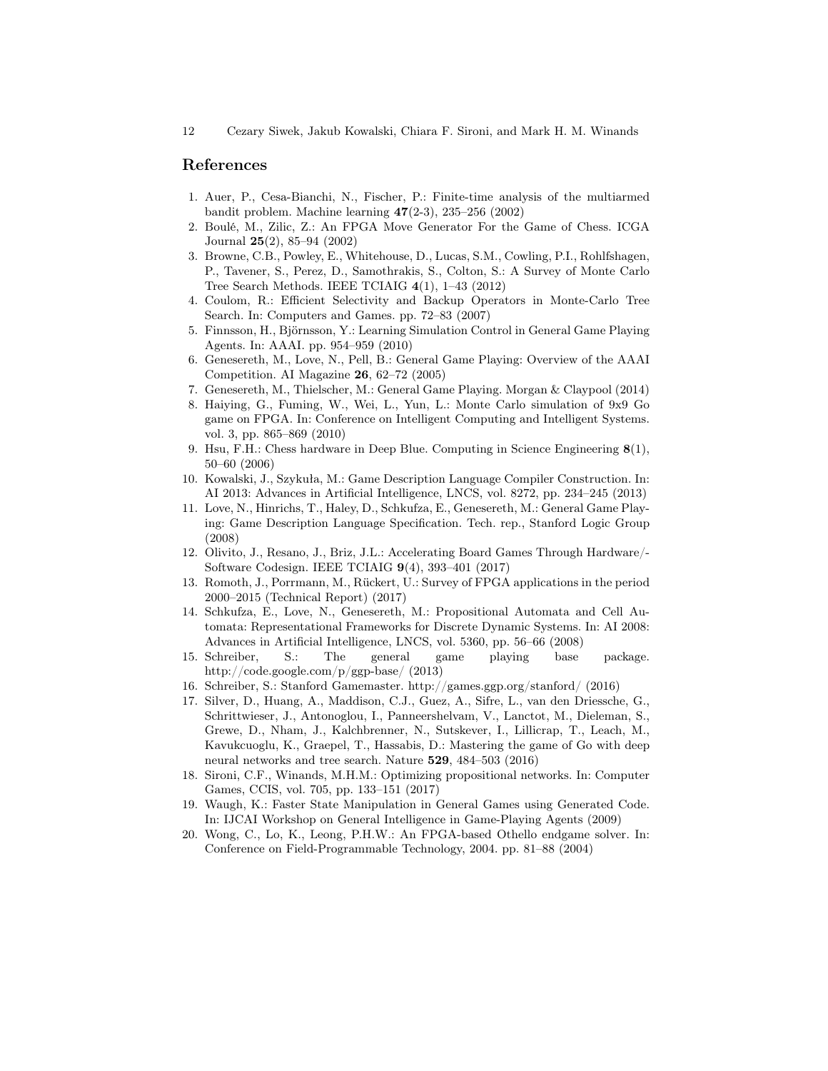## References

1. Auer, P., Cesa-Bianchi, N., Fischer, P.: Finite-time analysis of the multiarmed bandit problem. Machine learning **47**(2-3), 235–256 (2002)
2. Boulé, M., Zilic, Z.: An FPGA Move Generator For the Game of Chess. ICGA Journal **25**(2), 85–94 (2002)
3. Browne, C.B., Powley, E., Whitehouse, D., Lucas, S.M., Cowling, P.I., Rohlfshagen, P., Tavener, S., Perez, D., Samothrakis, S., Colton, S.: A Survey of Monte Carlo Tree Search Methods. IEEE TCIAIG **4**(1), 1–43 (2012)
4. Coulom, R.: Efficient Selectivity and Backup Operators in Monte-Carlo Tree Search. In: Computers and Games. pp. 72–83 (2007)
5. Finnsson, H., Björnsson, Y.: Learning Simulation Control in General Game Playing Agents. In: AAAI. pp. 954–959 (2010)
6. Genesereth, M., Love, N., Pell, B.: General Game Playing: Overview of the AAAI Competition. AI Magazine **26**, 62–72 (2005)
7. Genesereth, M., Thielscher, M.: General Game Playing. Morgan & Claypool (2014)
8. Haiying, G., Fuming, W., Wei, L., Yun, L.: Monte Carlo simulation of 9x9 Go game on FPGA. In: Conference on Intelligent Computing and Intelligent Systems. vol. 3, pp. 865–869 (2010)
9. Hsu, F.H.: Chess hardware in Deep Blue. Computing in Science Engineering **8**(1), 50–60 (2006)
10. Kowalski, J., Szykuła, M.: Game Description Language Compiler Construction. In: AI 2013: Advances in Artificial Intelligence, LNCS, vol. 8272, pp. 234–245 (2013)
11. Love, N., Hinrichs, T., Haley, D., Schkufza, E., Genesereth, M.: General Game Playing: Game Description Language Specification. Tech. rep., Stanford Logic Group (2008)
12. Olivito, J., Resano, J., Briz, J.L.: Accelerating Board Games Through Hardware/-Software Codesign. IEEE TCIAIG **9**(4), 393–401 (2017)
13. Romoth, J., Porrmann, M., Rückert, U.: Survey of FPGA applications in the period 2000–2015 (Technical Report) (2017)
14. Schkufza, E., Love, N., Genesereth, M.: Propositional Automata and Cell Automata: Representational Frameworks for Discrete Dynamic Systems. In: AI 2008: Advances in Artificial Intelligence, LNCS, vol. 5360, pp. 56–66 (2008)
15. Schreiber, S.: The general game playing base package. http://code.google.com/p/ggp-base/ (2013)
16. Schreiber, S.: Stanford Gamemaster. http://games.ggp.org/stanford/ (2016)
17. Silver, D., Huang, A., Maddison, C.J., Guez, A., Sifre, L., van den Driessche, G., Schrittwieser, J., Antonoglou, I., Panneershelvam, V., Lanctot, M., Dieleman, S., Grewe, D., Nham, J., Kalchbrenner, N., Sutskever, I., Lillicrap, T., Leach, M., Kavukcuoglu, K., Graepel, T., Hassabis, D.: Mastering the game of Go with deep neural networks and tree search. Nature **529**, 484–503 (2016)
18. Sironi, C.F., Winands, M.H.M.: Optimizing propositional networks. In: Computer Games, CCIS, vol. 705, pp. 133–151 (2017)
19. Waugh, K.: Faster State Manipulation in General Games using Generated Code. In: IJCAI Workshop on General Intelligence in Game-Playing Agents (2009)
20. Wong, C., Lo, K., Leong, P.H.W.: An FPGA-based Othello endgame solver. In: Conference on Field-Programmable Technology, 2004. pp. 81–88 (2004)